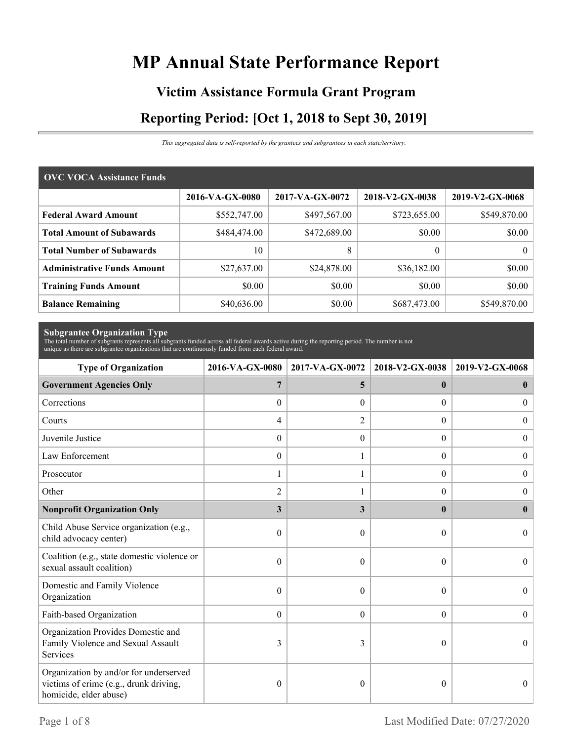# MP Annual State Performance Report

## Victim Assistance Formula Grant Program

## Reporting Period: [Oct 1, 2018 to Sept 30, 2019]

*This aggregated data is self-reported by the grantees and subgrantees in each state/territory.*

| OVC VOCA Assistance Funds | 2016-VA-GX-0080 | 2017-VA-GX-0072 | 2018-V2-GX-0038 | 2019-V2-GX-0068 |
|---|---|---|---|---|
| **Federal Award Amount** | $552,747.00 | $497,567.00 | $723,655.00 | $549,870.00 |
| **Total Amount of Subawards** | $484,474.00 | $472,689.00 | $0.00 | $0.00 |
| **Total Number of Subawards** | 10 | 8 | 0 | 0 |
| **Administrative Funds Amount** | $27,637.00 | $24,878.00 | $36,182.00 | $0.00 |
| **Training Funds Amount** | $0.00 | $0.00 | $0.00 | $0.00 |
| **Balance Remaining** | $40,636.00 | $0.00 | $687,473.00 | $549,870.00 |

**Subgrantee Organization Type**

The total number of subgrants represents all subgrants funded across all federal awards active during the reporting period. The number is not unique as there are subgrantee organizations that are continuously funded from each federal award.

| Type of Organization | 2016-VA-GX-0080 | 2017-VA-GX-0072 | 2018-V2-GX-0038 | 2019-V2-GX-0068 |
|---|---|---|---|---|
| **Government Agencies Only** | **7** | **5** | **0** | **0** |
| Corrections | 0 | 0 | 0 | 0 |
| Courts | 4 | 2 | 0 | 0 |
| Juvenile Justice | 0 | 0 | 0 | 0 |
| Law Enforcement | 0 | 1 | 0 | 0 |
| Prosecutor | 1 | 1 | 0 | 0 |
| Other | 2 | 1 | 0 | 0 |
| **Nonprofit Organization Only** | **3** | **3** | **0** | **0** |
| Child Abuse Service organization (e.g., child advocacy center) | 0 | 0 | 0 | 0 |
| Coalition (e.g., state domestic violence or sexual assault coalition) | 0 | 0 | 0 | 0 |
| Domestic and Family Violence Organization | 0 | 0 | 0 | 0 |
| Faith-based Organization | 0 | 0 | 0 | 0 |
| Organization Provides Domestic and Family Violence and Sexual Assault Services | 3 | 3 | 0 | 0 |
| Organization by and/or for underserved victims of crime (e.g., drunk driving, homicide, elder abuse) | 0 | 0 | 0 | 0 |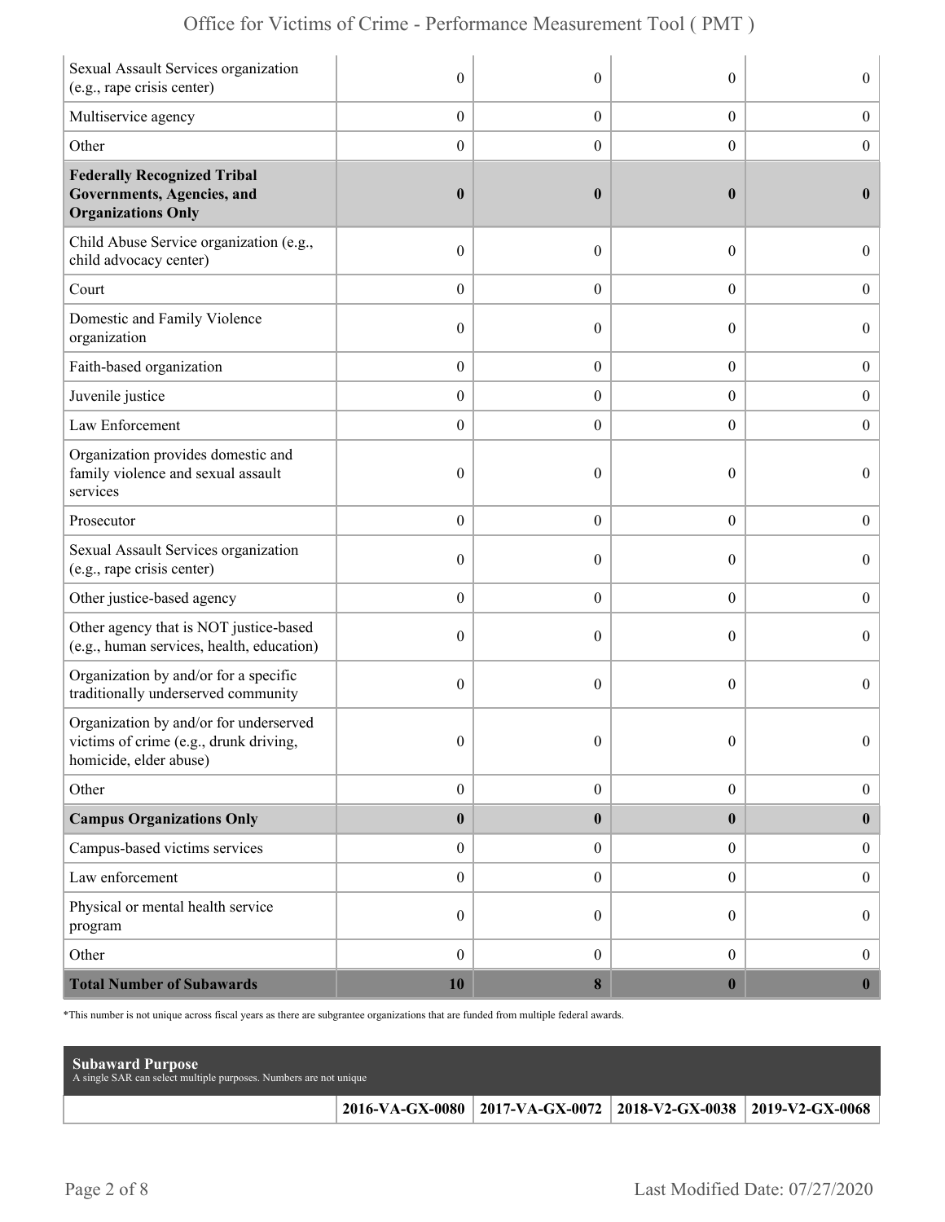| | | | | |
|---|---|---|---|---|
| Sexual Assault Services organization (e.g., rape crisis center) | 0 | 0 | 0 | 0 |
| Multiservice agency | 0 | 0 | 0 | 0 |
| Other | 0 | 0 | 0 | 0 |
| **Federally Recognized Tribal Governments, Agencies, and Organizations Only** | **0** | **0** | **0** | **0** |
| Child Abuse Service organization (e.g., child advocacy center) | 0 | 0 | 0 | 0 |
| Court | 0 | 0 | 0 | 0 |
| Domestic and Family Violence organization | 0 | 0 | 0 | 0 |
| Faith-based organization | 0 | 0 | 0 | 0 |
| Juvenile justice | 0 | 0 | 0 | 0 |
| Law Enforcement | 0 | 0 | 0 | 0 |
| Organization provides domestic and family violence and sexual assault services | 0 | 0 | 0 | 0 |
| Prosecutor | 0 | 0 | 0 | 0 |
| Sexual Assault Services organization (e.g., rape crisis center) | 0 | 0 | 0 | 0 |
| Other justice-based agency | 0 | 0 | 0 | 0 |
| Other agency that is NOT justice-based (e.g., human services, health, education) | 0 | 0 | 0 | 0 |
| Organization by and/or for a specific traditionally underserved community | 0 | 0 | 0 | 0 |
| Organization by and/or for underserved victims of crime (e.g., drunk driving, homicide, elder abuse) | 0 | 0 | 0 | 0 |
| Other | 0 | 0 | 0 | 0 |
| **Campus Organizations Only** | **0** | **0** | **0** | **0** |
| Campus-based victims services | 0 | 0 | 0 | 0 |
| Law enforcement | 0 | 0 | 0 | 0 |
| Physical or mental health service program | 0 | 0 | 0 | 0 |
| Other | 0 | 0 | 0 | 0 |
| **Total Number of Subawards** | **10** | **8** | **0** | **0** |

*This number is not unique across fiscal years as there are subgrantee organizations that are funded from multiple federal awards.

**Subaward Purpose**
A single SAR can select multiple purposes. Numbers are not unique

| | 2016-VA-GX-0080 | 2017-VA-GX-0072 | 2018-V2-GX-0038 | 2019-V2-GX-0068 |
|---|---|---|---|---|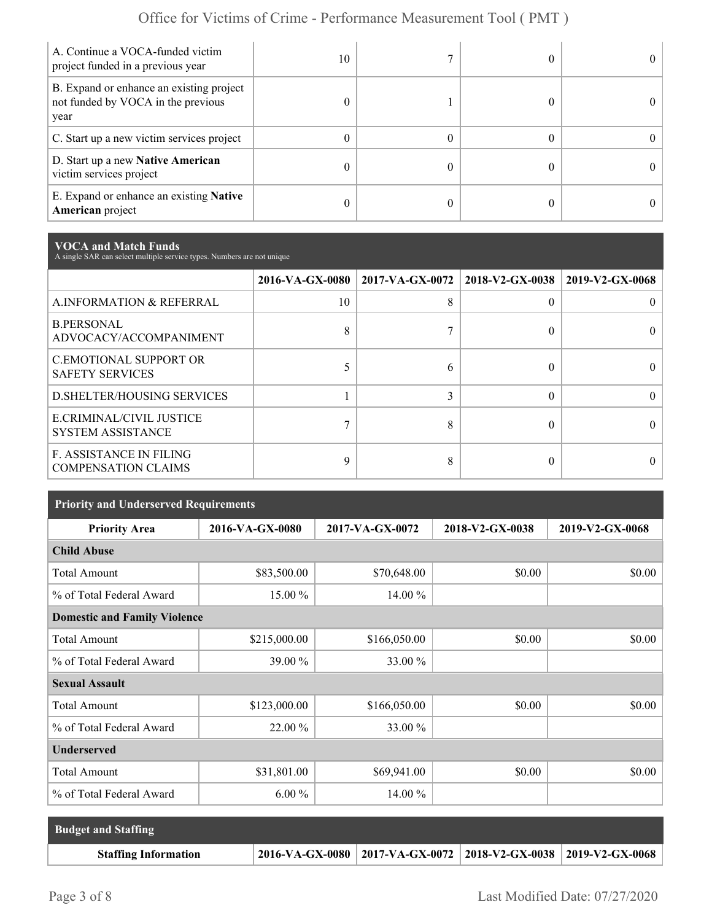| | | | | |
|---|---|---|---|---|
| A. Continue a VOCA-funded victim project funded in a previous year | 10 | 7 | 0 | 0 |
| B. Expand or enhance an existing project not funded by VOCA in the previous year | 0 | 1 | 0 | 0 |
| C. Start up a new victim services project | 0 | 0 | 0 | 0 |
| D. Start up a new **Native American** victim services project | 0 | 0 | 0 | 0 |
| E. Expand or enhance an existing **Native American** project | 0 | 0 | 0 | 0 |

## VOCA and Match Funds

A single SAR can select multiple service types. Numbers are not unique

| | 2016-VA-GX-0080 | 2017-VA-GX-0072 | 2018-V2-GX-0038 | 2019-V2-GX-0068 |
|---|---|---|---|---|
| A.INFORMATION & REFERRAL | 10 | 8 | 0 | 0 |
| B.PERSONAL ADVOCACY/ACCOMPANIMENT | 8 | 7 | 0 | 0 |
| C.EMOTIONAL SUPPORT OR SAFETY SERVICES | 5 | 6 | 0 | 0 |
| D.SHELTER/HOUSING SERVICES | 1 | 3 | 0 | 0 |
| E.CRIMINAL/CIVIL JUSTICE SYSTEM ASSISTANCE | 7 | 8 | 0 | 0 |
| F. ASSISTANCE IN FILING COMPENSATION CLAIMS | 9 | 8 | 0 | 0 |

## Priority and Underserved Requirements

| Priority Area | 2016-VA-GX-0080 | 2017-VA-GX-0072 | 2018-V2-GX-0038 | 2019-V2-GX-0068 |
|---|---|---|---|---|
| **Child Abuse** | | | | |
| Total Amount | $83,500.00 | $70,648.00 | $0.00 | $0.00 |
| % of Total Federal Award | 15.00 % | 14.00 % | | |
| **Domestic and Family Violence** | | | | |
| Total Amount | $215,000.00 | $166,050.00 | $0.00 | $0.00 |
| % of Total Federal Award | 39.00 % | 33.00 % | | |
| **Sexual Assault** | | | | |
| Total Amount | $123,000.00 | $166,050.00 | $0.00 | $0.00 |
| % of Total Federal Award | 22.00 % | 33.00 % | | |
| **Underserved** | | | | |
| Total Amount | $31,801.00 | $69,941.00 | $0.00 | $0.00 |
| % of Total Federal Award | 6.00 % | 14.00 % | | |

## Budget and Staffing

| Staffing Information | 2016-VA-GX-0080 | 2017-VA-GX-0072 | 2018-V2-GX-0038 | 2019-V2-GX-0068 |
|---|---|---|---|---|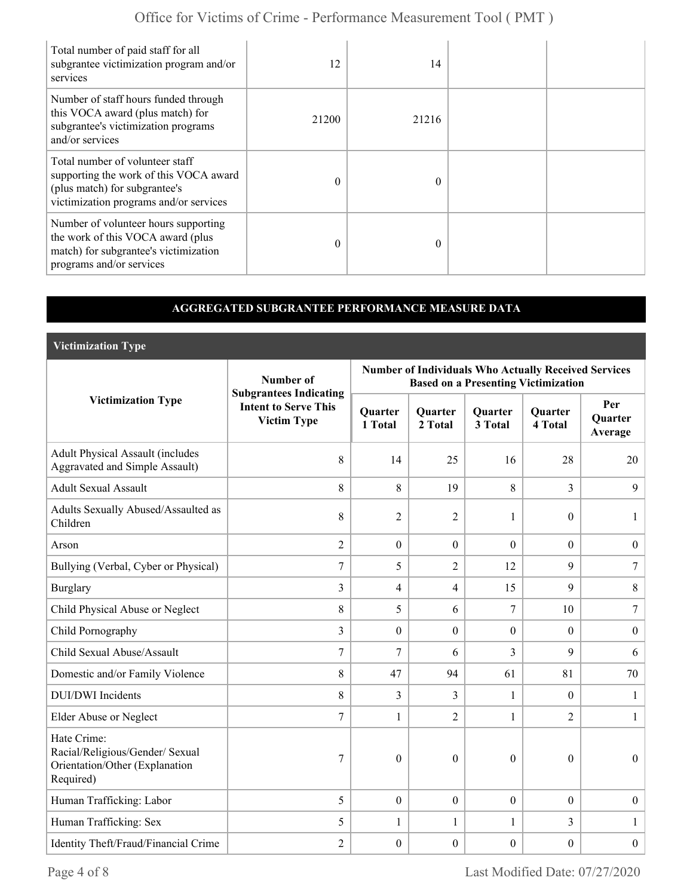| Total number of paid staff for all subgrantee victimization program and/or services | 12 | 14 | | |
|---|---|---|---|---|
| Number of staff hours funded through this VOCA award (plus match) for subgrantee's victimization programs and/or services | 21200 | 21216 | | |
| Total number of volunteer staff supporting the work of this VOCA award (plus match) for subgrantee's victimization programs and/or services | 0 | 0 | | |
| Number of volunteer hours supporting the work of this VOCA award (plus match) for subgrantee's victimization programs and/or services | 0 | 0 | | |

## AGGREGATED SUBGRANTEE PERFORMANCE MEASURE DATA

### Victimization Type

| Victimization Type | Number of Subgrantees Indicating Intent to Serve This Victim Type | Number of Individuals Who Actually Received Services Based on a Presenting Victimization | | | | |
|---|---|---|---|---|---|---|
| | | Quarter 1 Total | Quarter 2 Total | Quarter 3 Total | Quarter 4 Total | Per Quarter Average |
| Adult Physical Assault (includes Aggravated and Simple Assault) | 8 | 14 | 25 | 16 | 28 | 20 |
| Adult Sexual Assault | 8 | 8 | 19 | 8 | 3 | 9 |
| Adults Sexually Abused/Assaulted as Children | 8 | 2 | 2 | 1 | 0 | 1 |
| Arson | 2 | 0 | 0 | 0 | 0 | 0 |
| Bullying (Verbal, Cyber or Physical) | 7 | 5 | 2 | 12 | 9 | 7 |
| Burglary | 3 | 4 | 4 | 15 | 9 | 8 |
| Child Physical Abuse or Neglect | 8 | 5 | 6 | 7 | 10 | 7 |
| Child Pornography | 3 | 0 | 0 | 0 | 0 | 0 |
| Child Sexual Abuse/Assault | 7 | 7 | 6 | 3 | 9 | 6 |
| Domestic and/or Family Violence | 8 | 47 | 94 | 61 | 81 | 70 |
| DUI/DWI Incidents | 8 | 3 | 3 | 1 | 0 | 1 |
| Elder Abuse or Neglect | 7 | 1 | 2 | 1 | 2 | 1 |
| Hate Crime: Racial/Religious/Gender/ Sexual Orientation/Other (Explanation Required) | 7 | 0 | 0 | 0 | 0 | 0 |
| Human Trafficking: Labor | 5 | 0 | 0 | 0 | 0 | 0 |
| Human Trafficking: Sex | 5 | 1 | 1 | 1 | 3 | 1 |
| Identity Theft/Fraud/Financial Crime | 2 | 0 | 0 | 0 | 0 | 0 |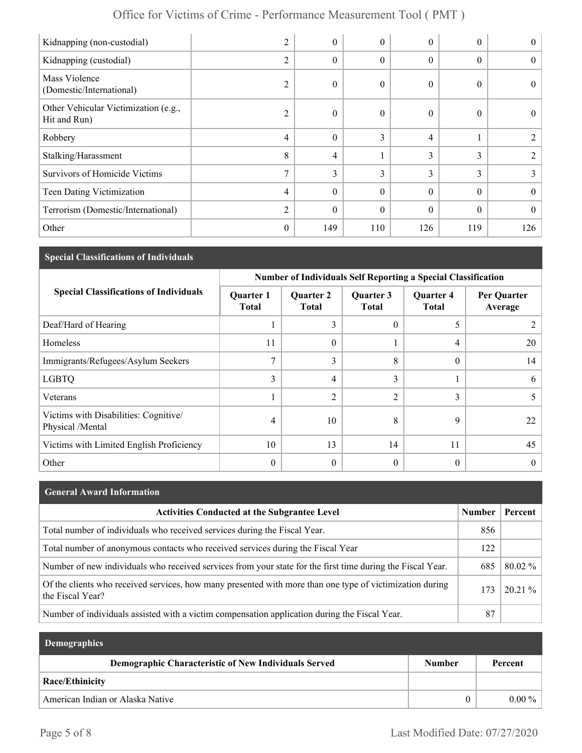| | | | | | | |
|---|---|---|---|---|---|---|
| Kidnapping (non-custodial) | 2 | 0 | 0 | 0 | 0 | 0 |
| Kidnapping (custodial) | 2 | 0 | 0 | 0 | 0 | 0 |
| Mass Violence (Domestic/International) | 2 | 0 | 0 | 0 | 0 | 0 |
| Other Vehicular Victimization (e.g., Hit and Run) | 2 | 0 | 0 | 0 | 0 | 0 |
| Robbery | 4 | 0 | 3 | 4 | 1 | 2 |
| Stalking/Harassment | 8 | 4 | 1 | 3 | 3 | 2 |
| Survivors of Homicide Victims | 7 | 3 | 3 | 3 | 3 | 3 |
| Teen Dating Victimization | 4 | 0 | 0 | 0 | 0 | 0 |
| Terrorism (Domestic/International) | 2 | 0 | 0 | 0 | 0 | 0 |
| Other | 0 | 149 | 110 | 126 | 119 | 126 |

## Special Classifications of Individuals

| Special Classifications of Individuals | Number of Individuals Self Reporting a Special Classification | | | | |
|---|---|---|---|---|---|
| | Quarter 1 Total | Quarter 2 Total | Quarter 3 Total | Quarter 4 Total | Per Quarter Average |
| Deaf/Hard of Hearing | 1 | 3 | 0 | 5 | 2 |
| Homeless | 11 | 0 | 1 | 4 | 20 |
| Immigrants/Refugees/Asylum Seekers | 7 | 3 | 8 | 0 | 14 |
| LGBTQ | 3 | 4 | 3 | 1 | 6 |
| Veterans | 1 | 2 | 2 | 3 | 5 |
| Victims with Disabilities: Cognitive/ Physical /Mental | 4 | 10 | 8 | 9 | 22 |
| Victims with Limited English Proficiency | 10 | 13 | 14 | 11 | 45 |
| Other | 0 | 0 | 0 | 0 | 0 |

## General Award Information

| Activities Conducted at the Subgrantee Level | Number | Percent |
|---|---|---|
| Total number of individuals who received services during the Fiscal Year. | 856 | |
| Total number of anonymous contacts who received services during the Fiscal Year | 122 | |
| Number of new individuals who received services from your state for the first time during the Fiscal Year. | 685 | 80.02 % |
| Of the clients who received services, how many presented with more than one type of victimization during the Fiscal Year? | 173 | 20.21 % |
| Number of individuals assisted with a victim compensation application during the Fiscal Year. | 87 | |

## Demographics

| Demographic Characteristic of New Individuals Served | Number | Percent |
|---|---|---|
| **Race/Ethinicity** | | |
| American Indian or Alaska Native | 0 | 0.00 % |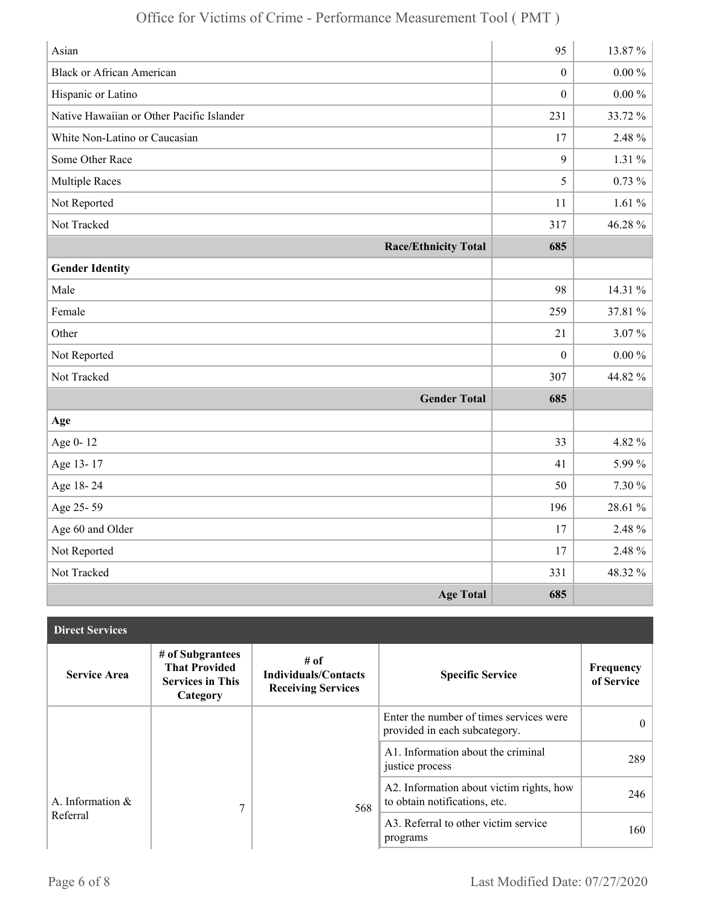| | | |
|---|---|---|
| Asian | 95 | 13.87 % |
| Black or African American | 0 | 0.00 % |
| Hispanic or Latino | 0 | 0.00 % |
| Native Hawaiian or Other Pacific Islander | 231 | 33.72 % |
| White Non-Latino or Caucasian | 17 | 2.48 % |
| Some Other Race | 9 | 1.31 % |
| Multiple Races | 5 | 0.73 % |
| Not Reported | 11 | 1.61 % |
| Not Tracked | 317 | 46.28 % |
| **Race/Ethnicity Total** | **685** | |
| **Gender Identity** | | |
| Male | 98 | 14.31 % |
| Female | 259 | 37.81 % |
| Other | 21 | 3.07 % |
| Not Reported | 0 | 0.00 % |
| Not Tracked | 307 | 44.82 % |
| **Gender Total** | **685** | |
| **Age** | | |
| Age 0- 12 | 33 | 4.82 % |
| Age 13- 17 | 41 | 5.99 % |
| Age 18- 24 | 50 | 7.30 % |
| Age 25- 59 | 196 | 28.61 % |
| Age 60 and Older | 17 | 2.48 % |
| Not Reported | 17 | 2.48 % |
| Not Tracked | 331 | 48.32 % |
| **Age Total** | **685** | |

**Direct Services**

| Service Area | # of Subgrantees That Provided Services in This Category | # of Individuals/Contacts Receiving Services | Specific Service | Frequency of Service |
|---|---|---|---|---|
| A. Information & Referral | 7 | 568 | Enter the number of times services were provided in each subcategory. | 0 |
| | | | A1. Information about the criminal justice process | 289 |
| | | | A2. Information about victim rights, how to obtain notifications, etc. | 246 |
| | | | A3. Referral to other victim service programs | 160 |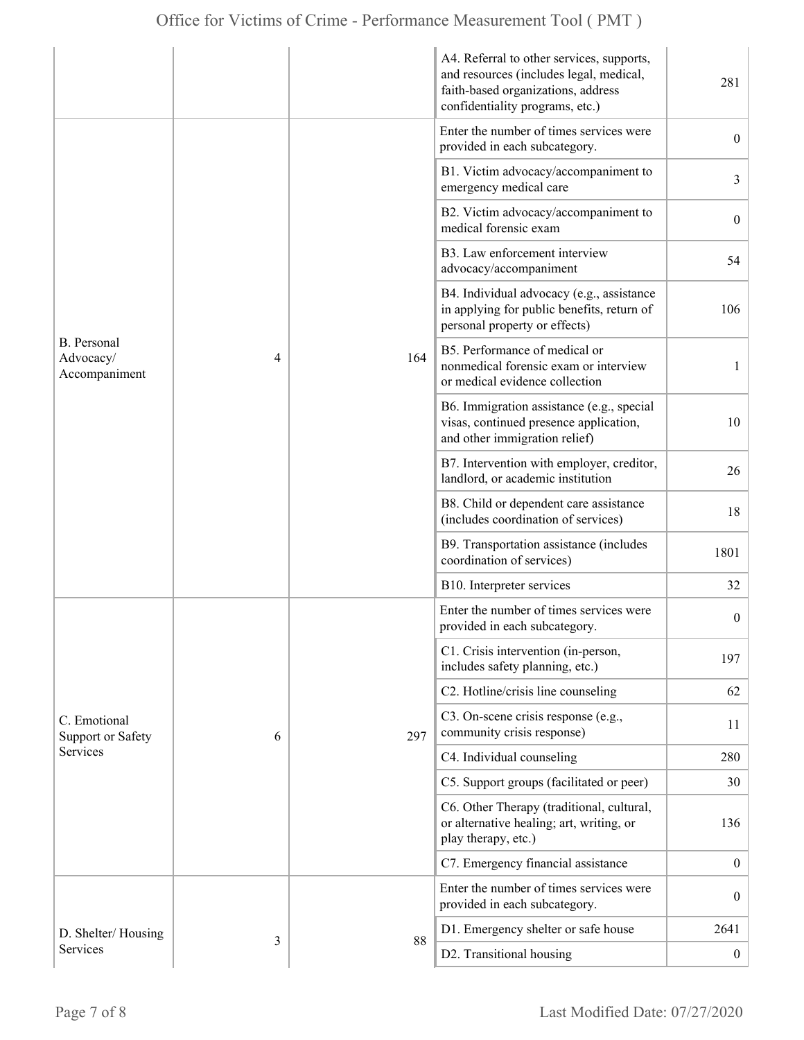| | | | | |
|---|---|---|---|---|
| | | | A4. Referral to other services, supports, and resources (includes legal, medical, faith-based organizations, address confidentiality programs, etc.) | 281 |
| B. Personal Advocacy/ Accompaniment | 4 | 164 | Enter the number of times services were provided in each subcategory. | 0 |
| | | | B1. Victim advocacy/accompaniment to emergency medical care | 3 |
| | | | B2. Victim advocacy/accompaniment to medical forensic exam | 0 |
| | | | B3. Law enforcement interview advocacy/accompaniment | 54 |
| | | | B4. Individual advocacy (e.g., assistance in applying for public benefits, return of personal property or effects) | 106 |
| | | | B5. Performance of medical or nonmedical forensic exam or interview or medical evidence collection | 1 |
| | | | B6. Immigration assistance (e.g., special visas, continued presence application, and other immigration relief) | 10 |
| | | | B7. Intervention with employer, creditor, landlord, or academic institution | 26 |
| | | | B8. Child or dependent care assistance (includes coordination of services) | 18 |
| | | | B9. Transportation assistance (includes coordination of services) | 1801 |
| | | | B10. Interpreter services | 32 |
| C. Emotional Support or Safety Services | 6 | 297 | Enter the number of times services were provided in each subcategory. | 0 |
| | | | C1. Crisis intervention (in-person, includes safety planning, etc.) | 197 |
| | | | C2. Hotline/crisis line counseling | 62 |
| | | | C3. On-scene crisis response (e.g., community crisis response) | 11 |
| | | | C4. Individual counseling | 280 |
| | | | C5. Support groups (facilitated or peer) | 30 |
| | | | C6. Other Therapy (traditional, cultural, or alternative healing; art, writing, or play therapy, etc.) | 136 |
| | | | C7. Emergency financial assistance | 0 |
| D. Shelter/ Housing Services | 3 | 88 | Enter the number of times services were provided in each subcategory. | 0 |
| | | | D1. Emergency shelter or safe house | 2641 |
| | | | D2. Transitional housing | 0 |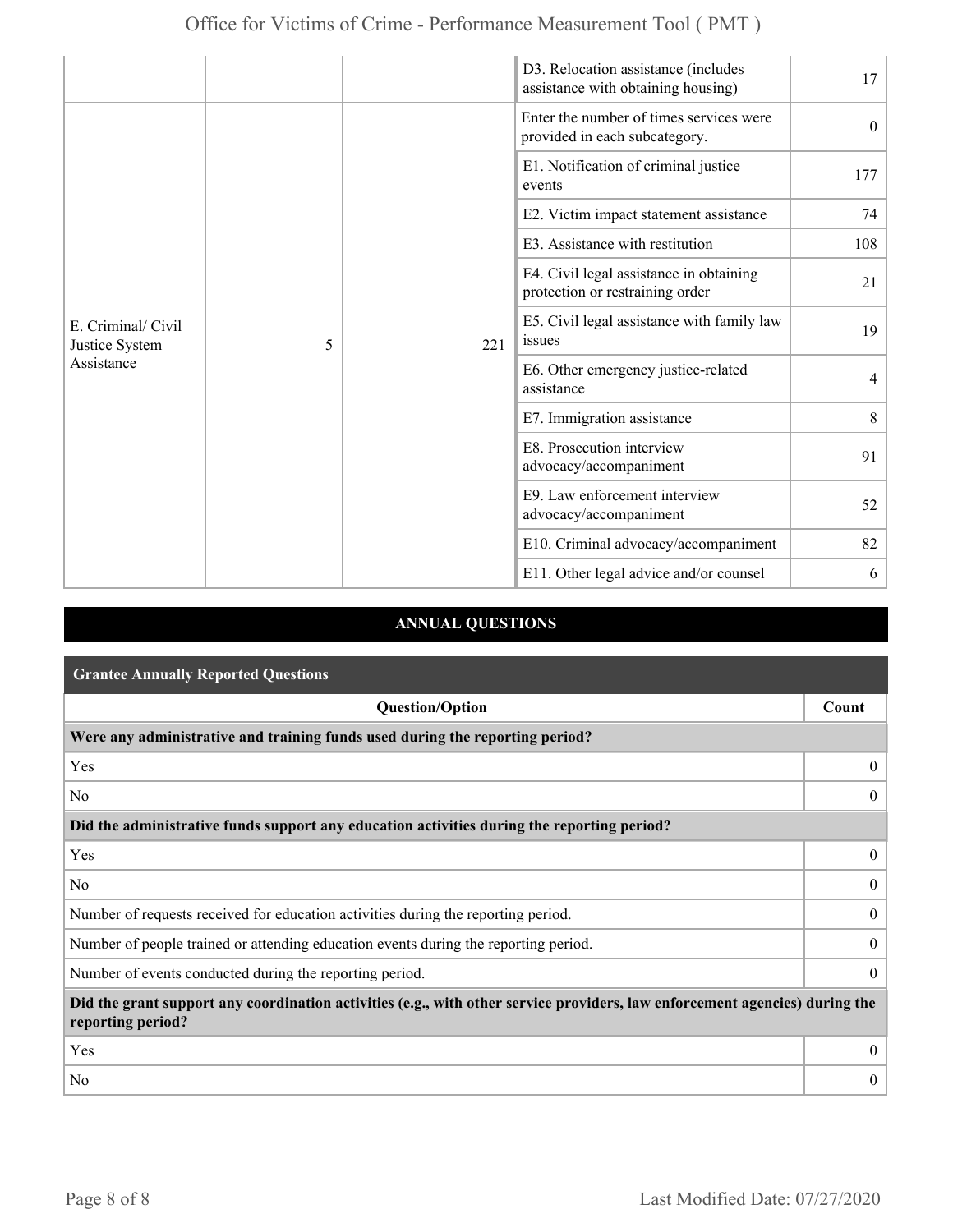| | | | | |
|---|---|---|---|---|
| | | | D3. Relocation assistance (includes assistance with obtaining housing) | 17 |
| E. Criminal/ Civil Justice System Assistance | 5 | 221 | Enter the number of times services were provided in each subcategory. | 0 |
| | | | E1. Notification of criminal justice events | 177 |
| | | | E2. Victim impact statement assistance | 74 |
| | | | E3. Assistance with restitution | 108 |
| | | | E4. Civil legal assistance in obtaining protection or restraining order | 21 |
| | | | E5. Civil legal assistance with family law issues | 19 |
| | | | E6. Other emergency justice-related assistance | 4 |
| | | | E7. Immigration assistance | 8 |
| | | | E8. Prosecution interview advocacy/accompaniment | 91 |
| | | | E9. Law enforcement interview advocacy/accompaniment | 52 |
| | | | E10. Criminal advocacy/accompaniment | 82 |
| | | | E11. Other legal advice and/or counsel | 6 |

## ANNUAL QUESTIONS

### Grantee Annually Reported Questions

| Question/Option | Count |
|---|---|
| **Were any administrative and training funds used during the reporting period?** | |
| Yes | 0 |
| No | 0 |
| **Did the administrative funds support any education activities during the reporting period?** | |
| Yes | 0 |
| No | 0 |
| Number of requests received for education activities during the reporting period. | 0 |
| Number of people trained or attending education events during the reporting period. | 0 |
| Number of events conducted during the reporting period. | 0 |
| **Did the grant support any coordination activities (e.g., with other service providers, law enforcement agencies) during the reporting period?** | |
| Yes | 0 |
| No | 0 |